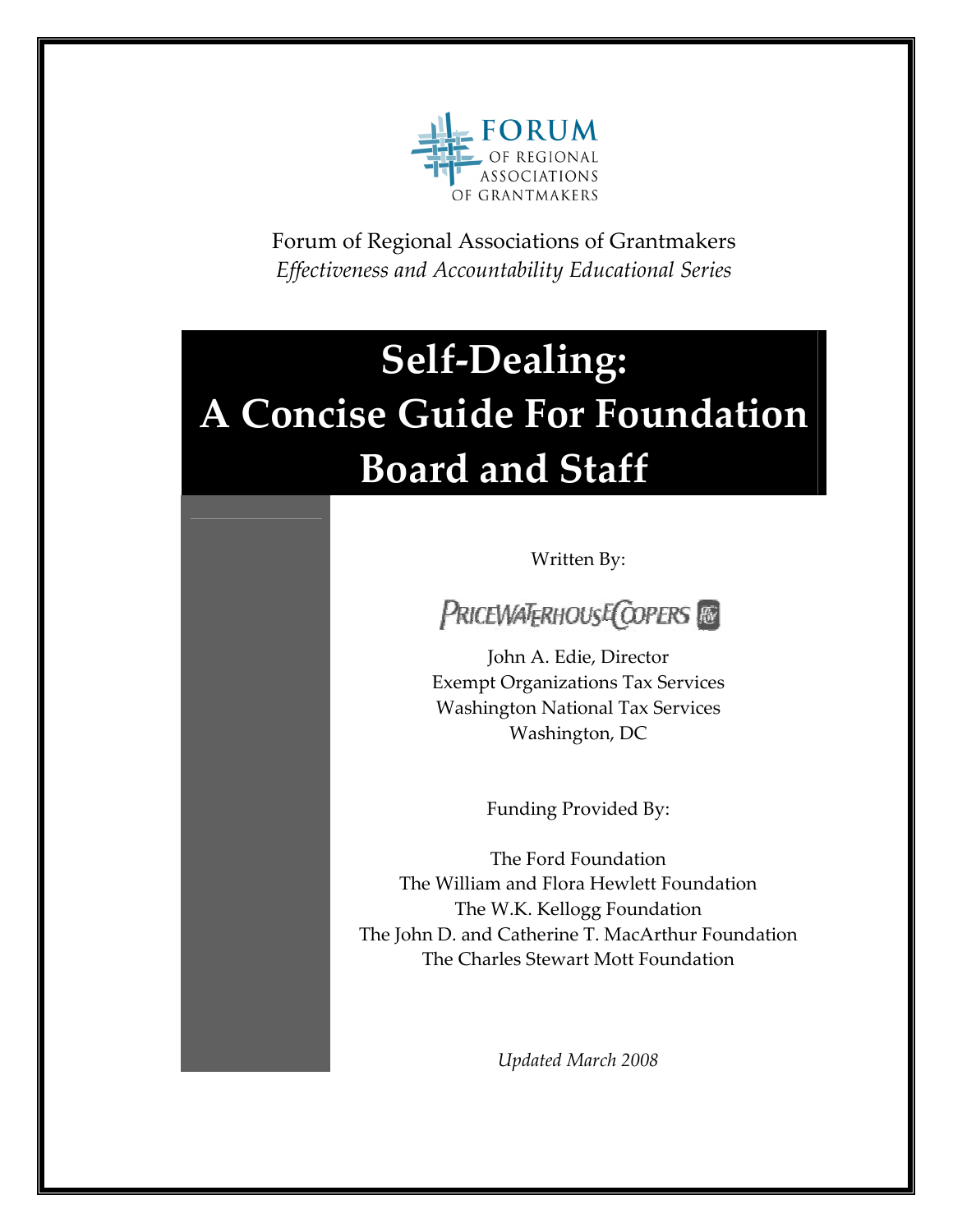FORUM OF REGIONAL ASSOCIATIONS OF GRANTMAKERS

Forum of Regional Associations of Grantmakers
*Effectiveness and Accountability Educational Series*

# Self-Dealing: A Concise Guide For Foundation Board and Staff

Written By:

PRICEWATERHOUSECOOPERS

John A. Edie, Director
Exempt Organizations Tax Services
Washington National Tax Services
Washington, DC

Funding Provided By:

The Ford Foundation
The William and Flora Hewlett Foundation
The W.K. Kellogg Foundation
The John D. and Catherine T. MacArthur Foundation
The Charles Stewart Mott Foundation

*Updated March 2008*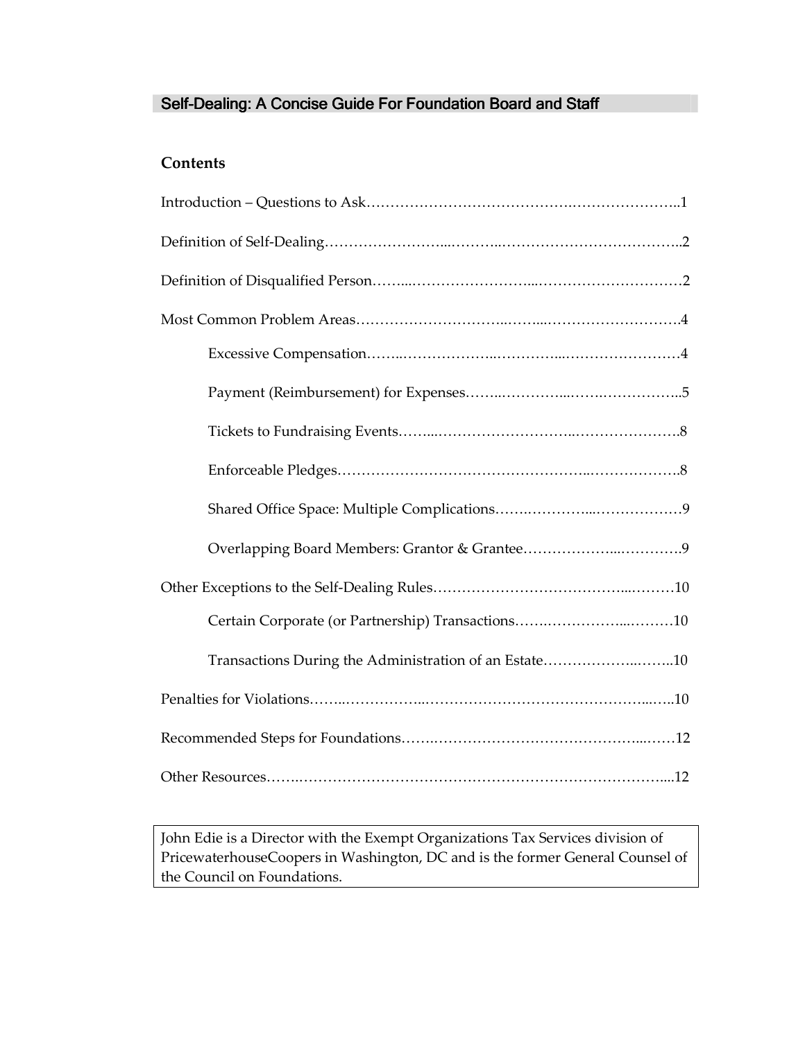## Self-Dealing: A Concise Guide For Foundation Board and Staff

### Contents

Introduction – Questions to Ask…………………………………….…………………..1

Definition of Self-Dealing…………………...………..……………………………..2

Definition of Disqualified Person……..……………………...…………………………2

Most Common Problem Areas………………………..……...……………………….4

- Excessive Compensation……..………………..…………..…………………….4
- Payment (Reimbursement) for Expenses……..…………...…….……………..5
- Tickets to Fundraising Events……...………………………..………………….8
- Enforceable Pledges…………………………………………..……………….8
- Shared Office Space: Multiple Complications…….…………...………………9
- Overlapping Board Members: Grantor & Grantee……………...………….9

Other Exceptions to the Self-Dealing Rules………………………………...………10

- Certain Corporate (or Partnership) Transactions…….……………...………10
- Transactions During the Administration of an Estate……………...……..10

Penalties for Violations……...……………..……………………………………...…..10

Recommended Steps for Foundations…….…………………………………...……12

Other Resources…….……………………………………………………………....12

John Edie is a Director with the Exempt Organizations Tax Services division of PricewaterhouseCoopers in Washington, DC and is the former General Counsel of the Council on Foundations.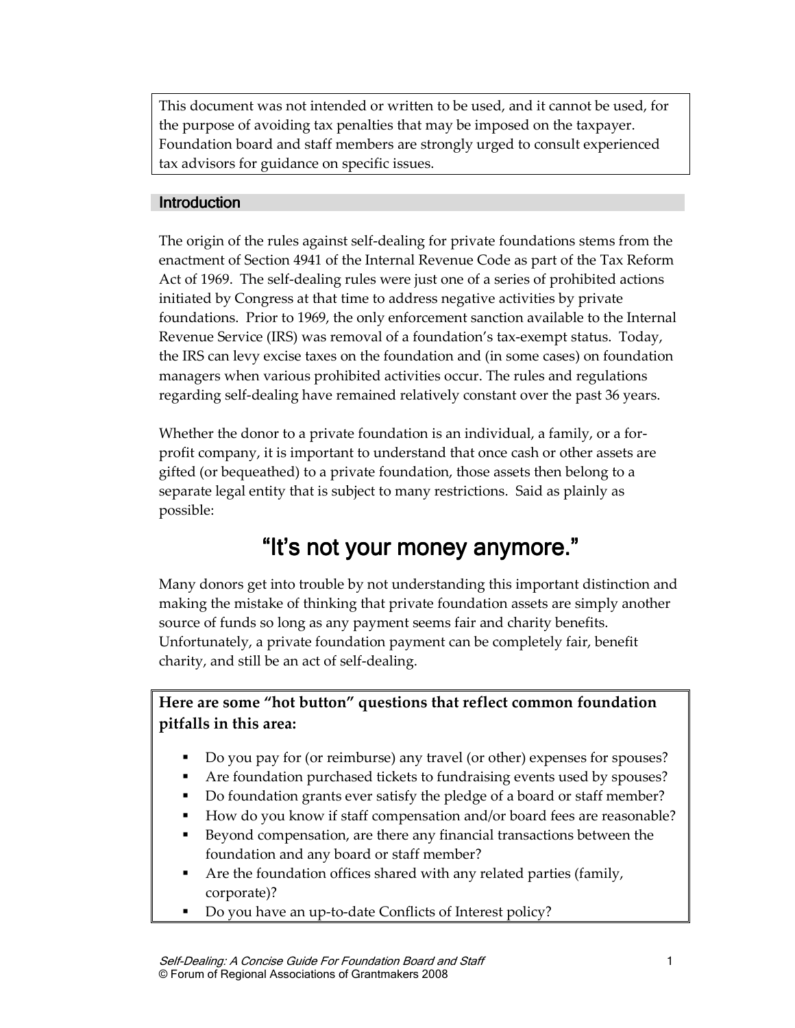This document was not intended or written to be used, and it cannot be used, for the purpose of avoiding tax penalties that may be imposed on the taxpayer. Foundation board and staff members are strongly urged to consult experienced tax advisors for guidance on specific issues.

## Introduction

The origin of the rules against self-dealing for private foundations stems from the enactment of Section 4941 of the Internal Revenue Code as part of the Tax Reform Act of 1969. The self-dealing rules were just one of a series of prohibited actions initiated by Congress at that time to address negative activities by private foundations. Prior to 1969, the only enforcement sanction available to the Internal Revenue Service (IRS) was removal of a foundation's tax-exempt status. Today, the IRS can levy excise taxes on the foundation and (in some cases) on foundation managers when various prohibited activities occur. The rules and regulations regarding self-dealing have remained relatively constant over the past 36 years.

Whether the donor to a private foundation is an individual, a family, or a for-profit company, it is important to understand that once cash or other assets are gifted (or bequeathed) to a private foundation, those assets then belong to a separate legal entity that is subject to many restrictions. Said as plainly as possible:

## "It's not your money anymore."

Many donors get into trouble by not understanding this important distinction and making the mistake of thinking that private foundation assets are simply another source of funds so long as any payment seems fair and charity benefits. Unfortunately, a private foundation payment can be completely fair, benefit charity, and still be an act of self-dealing.

**Here are some "hot button" questions that reflect common foundation pitfalls in this area:**

- Do you pay for (or reimburse) any travel (or other) expenses for spouses?
- Are foundation purchased tickets to fundraising events used by spouses?
- Do foundation grants ever satisfy the pledge of a board or staff member?
- How do you know if staff compensation and/or board fees are reasonable?
- Beyond compensation, are there any financial transactions between the foundation and any board or staff member?
- Are the foundation offices shared with any related parties (family, corporate)?
- Do you have an up-to-date Conflicts of Interest policy?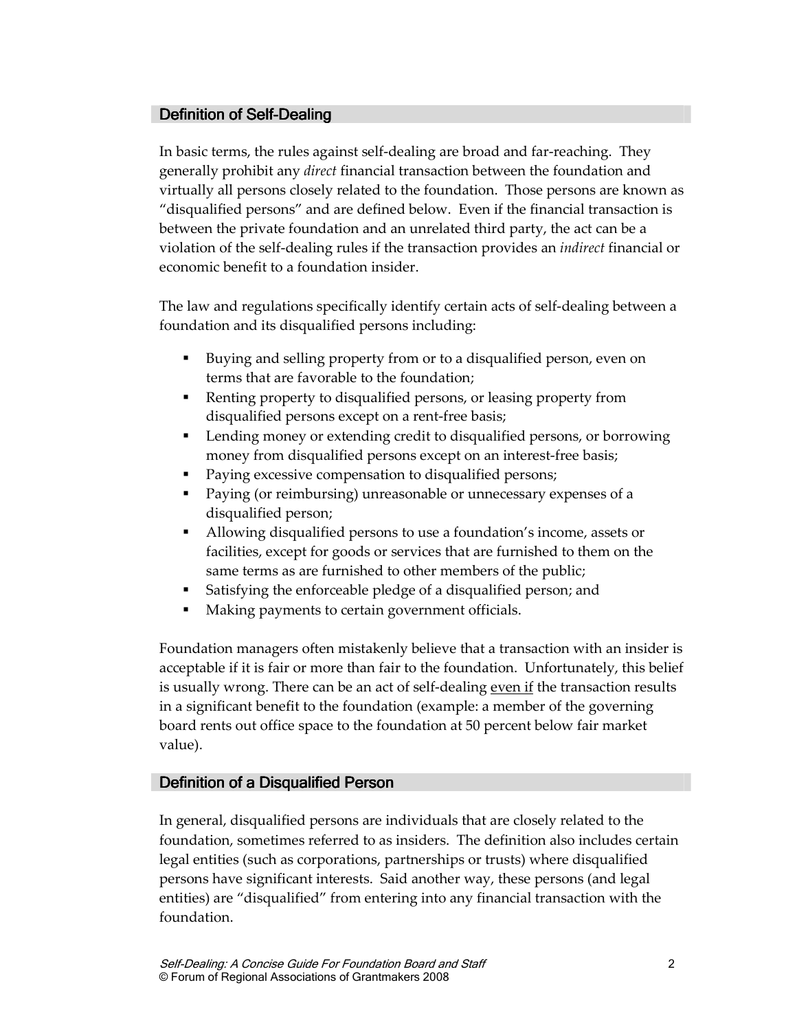## Definition of Self-Dealing

In basic terms, the rules against self-dealing are broad and far-reaching. They generally prohibit any *direct* financial transaction between the foundation and virtually all persons closely related to the foundation. Those persons are known as "disqualified persons" and are defined below. Even if the financial transaction is between the private foundation and an unrelated third party, the act can be a violation of the self-dealing rules if the transaction provides an *indirect* financial or economic benefit to a foundation insider.

The law and regulations specifically identify certain acts of self-dealing between a foundation and its disqualified persons including:

- Buying and selling property from or to a disqualified person, even on terms that are favorable to the foundation;
- Renting property to disqualified persons, or leasing property from disqualified persons except on a rent-free basis;
- Lending money or extending credit to disqualified persons, or borrowing money from disqualified persons except on an interest-free basis;
- Paying excessive compensation to disqualified persons;
- Paying (or reimbursing) unreasonable or unnecessary expenses of a disqualified person;
- Allowing disqualified persons to use a foundation's income, assets or facilities, except for goods or services that are furnished to them on the same terms as are furnished to other members of the public;
- Satisfying the enforceable pledge of a disqualified person; and
- Making payments to certain government officials.

Foundation managers often mistakenly believe that a transaction with an insider is acceptable if it is fair or more than fair to the foundation. Unfortunately, this belief is usually wrong. There can be an act of self-dealing <u>even if</u> the transaction results in a significant benefit to the foundation (example: a member of the governing board rents out office space to the foundation at 50 percent below fair market value).

## Definition of a Disqualified Person

In general, disqualified persons are individuals that are closely related to the foundation, sometimes referred to as insiders. The definition also includes certain legal entities (such as corporations, partnerships or trusts) where disqualified persons have significant interests. Said another way, these persons (and legal entities) are "disqualified" from entering into any financial transaction with the foundation.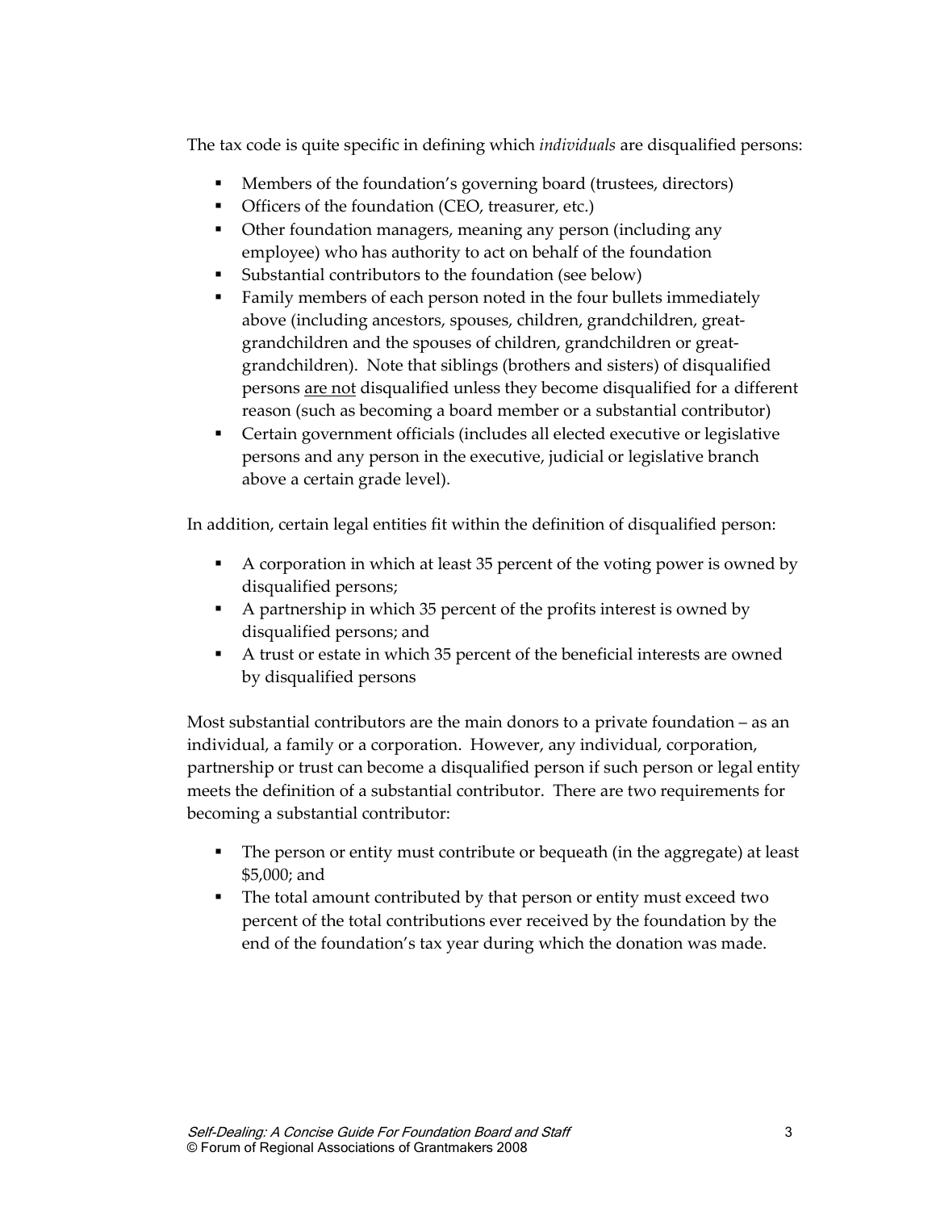The tax code is quite specific in defining which *individuals* are disqualified persons:

- Members of the foundation's governing board (trustees, directors)
- Officers of the foundation (CEO, treasurer, etc.)
- Other foundation managers, meaning any person (including any employee) who has authority to act on behalf of the foundation
- Substantial contributors to the foundation (see below)
- Family members of each person noted in the four bullets immediately above (including ancestors, spouses, children, grandchildren, great-grandchildren and the spouses of children, grandchildren or great-grandchildren). Note that siblings (brothers and sisters) of disqualified persons <u>are not</u> disqualified unless they become disqualified for a different reason (such as becoming a board member or a substantial contributor)
- Certain government officials (includes all elected executive or legislative persons and any person in the executive, judicial or legislative branch above a certain grade level).

In addition, certain legal entities fit within the definition of disqualified person:

- A corporation in which at least 35 percent of the voting power is owned by disqualified persons;
- A partnership in which 35 percent of the profits interest is owned by disqualified persons; and
- A trust or estate in which 35 percent of the beneficial interests are owned by disqualified persons

Most substantial contributors are the main donors to a private foundation – as an individual, a family or a corporation. However, any individual, corporation, partnership or trust can become a disqualified person if such person or legal entity meets the definition of a substantial contributor. There are two requirements for becoming a substantial contributor:

- The person or entity must contribute or bequeath (in the aggregate) at least $5,000; and
- The total amount contributed by that person or entity must exceed two percent of the total contributions ever received by the foundation by the end of the foundation's tax year during which the donation was made.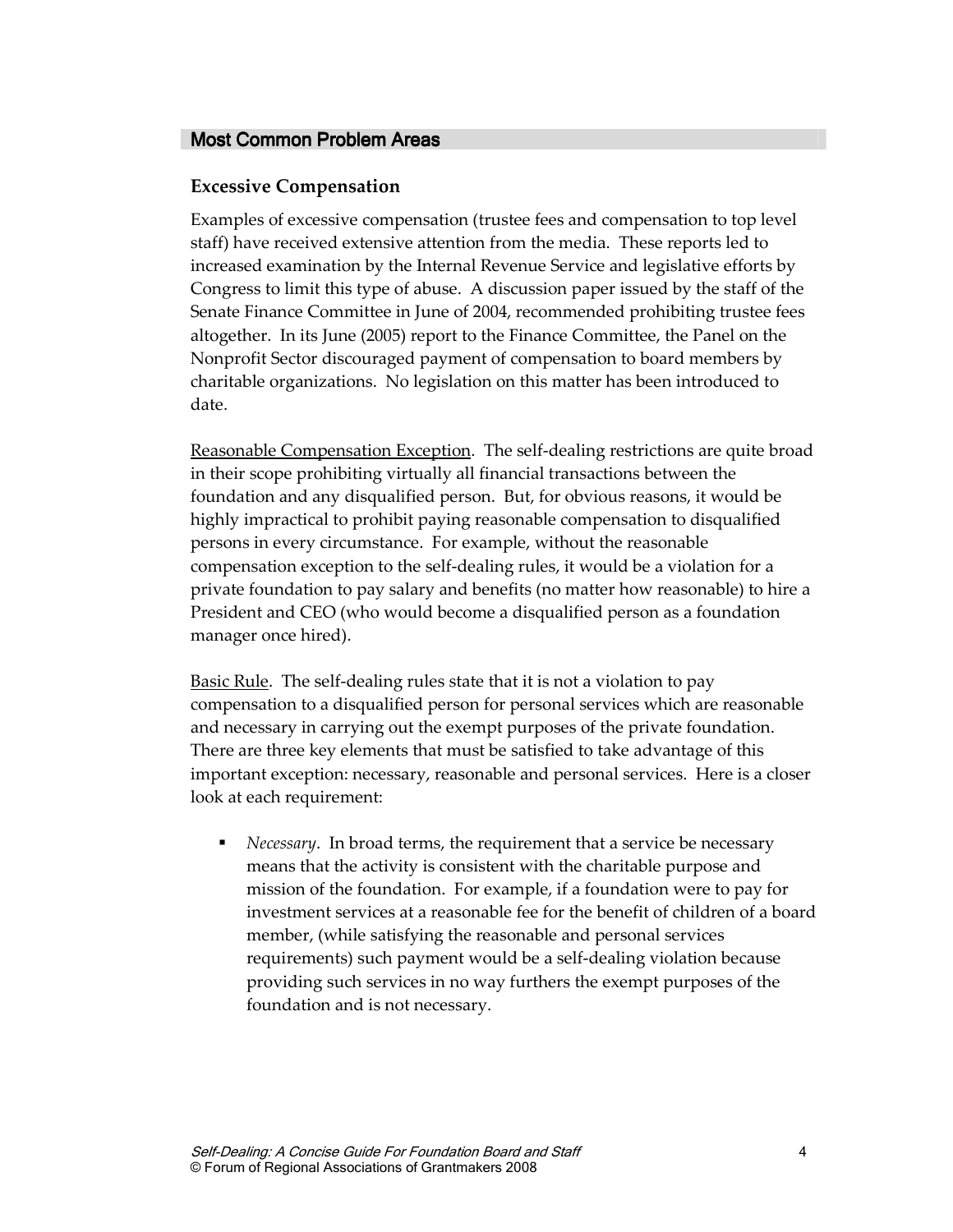## Most Common Problem Areas

### Excessive Compensation

Examples of excessive compensation (trustee fees and compensation to top level staff) have received extensive attention from the media. These reports led to increased examination by the Internal Revenue Service and legislative efforts by Congress to limit this type of abuse. A discussion paper issued by the staff of the Senate Finance Committee in June of 2004, recommended prohibiting trustee fees altogether. In its June (2005) report to the Finance Committee, the Panel on the Nonprofit Sector discouraged payment of compensation to board members by charitable organizations. No legislation on this matter has been introduced to date.

<u>Reasonable Compensation Exception</u>. The self-dealing restrictions are quite broad in their scope prohibiting virtually all financial transactions between the foundation and any disqualified person. But, for obvious reasons, it would be highly impractical to prohibit paying reasonable compensation to disqualified persons in every circumstance. For example, without the reasonable compensation exception to the self-dealing rules, it would be a violation for a private foundation to pay salary and benefits (no matter how reasonable) to hire a President and CEO (who would become a disqualified person as a foundation manager once hired).

<u>Basic Rule</u>. The self-dealing rules state that it is not a violation to pay compensation to a disqualified person for personal services which are reasonable and necessary in carrying out the exempt purposes of the private foundation. There are three key elements that must be satisfied to take advantage of this important exception: necessary, reasonable and personal services. Here is a closer look at each requirement:

- *Necessary*. In broad terms, the requirement that a service be necessary means that the activity is consistent with the charitable purpose and mission of the foundation. For example, if a foundation were to pay for investment services at a reasonable fee for the benefit of children of a board member, (while satisfying the reasonable and personal services requirements) such payment would be a self-dealing violation because providing such services in no way furthers the exempt purposes of the foundation and is not necessary.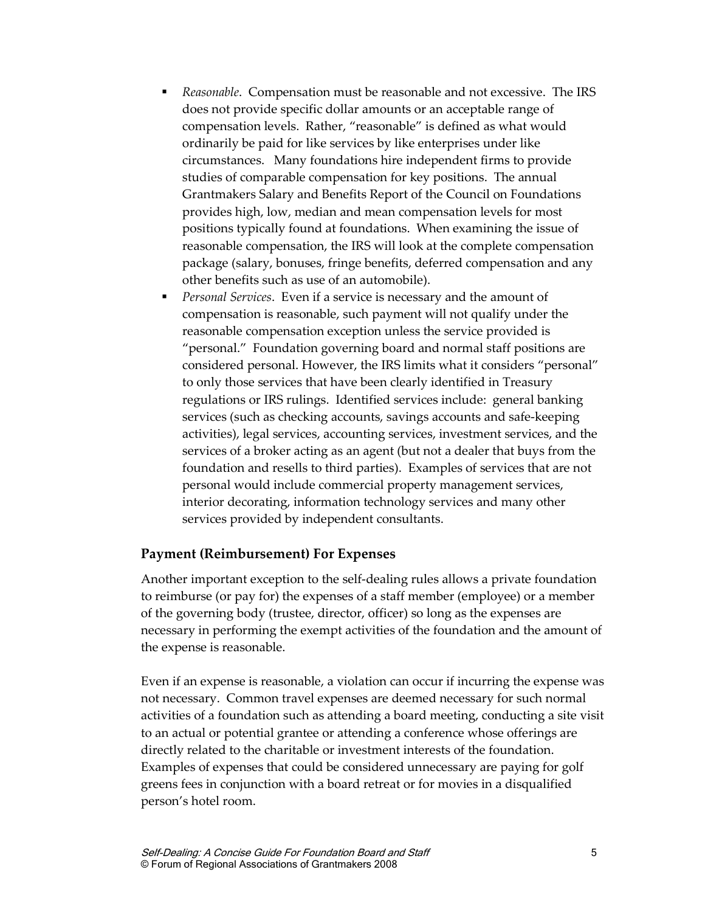- *Reasonable*. Compensation must be reasonable and not excessive. The IRS does not provide specific dollar amounts or an acceptable range of compensation levels. Rather, "reasonable" is defined as what would ordinarily be paid for like services by like enterprises under like circumstances. Many foundations hire independent firms to provide studies of comparable compensation for key positions. The annual Grantmakers Salary and Benefits Report of the Council on Foundations provides high, low, median and mean compensation levels for most positions typically found at foundations. When examining the issue of reasonable compensation, the IRS will look at the complete compensation package (salary, bonuses, fringe benefits, deferred compensation and any other benefits such as use of an automobile).
- *Personal Services*. Even if a service is necessary and the amount of compensation is reasonable, such payment will not qualify under the reasonable compensation exception unless the service provided is "personal." Foundation governing board and normal staff positions are considered personal. However, the IRS limits what it considers "personal" to only those services that have been clearly identified in Treasury regulations or IRS rulings. Identified services include: general banking services (such as checking accounts, savings accounts and safe-keeping activities), legal services, accounting services, investment services, and the services of a broker acting as an agent (but not a dealer that buys from the foundation and resells to third parties). Examples of services that are not personal would include commercial property management services, interior decorating, information technology services and many other services provided by independent consultants.

## Payment (Reimbursement) For Expenses

Another important exception to the self-dealing rules allows a private foundation to reimburse (or pay for) the expenses of a staff member (employee) or a member of the governing body (trustee, director, officer) so long as the expenses are necessary in performing the exempt activities of the foundation and the amount of the expense is reasonable.

Even if an expense is reasonable, a violation can occur if incurring the expense was not necessary. Common travel expenses are deemed necessary for such normal activities of a foundation such as attending a board meeting, conducting a site visit to an actual or potential grantee or attending a conference whose offerings are directly related to the charitable or investment interests of the foundation. Examples of expenses that could be considered unnecessary are paying for golf greens fees in conjunction with a board retreat or for movies in a disqualified person's hotel room.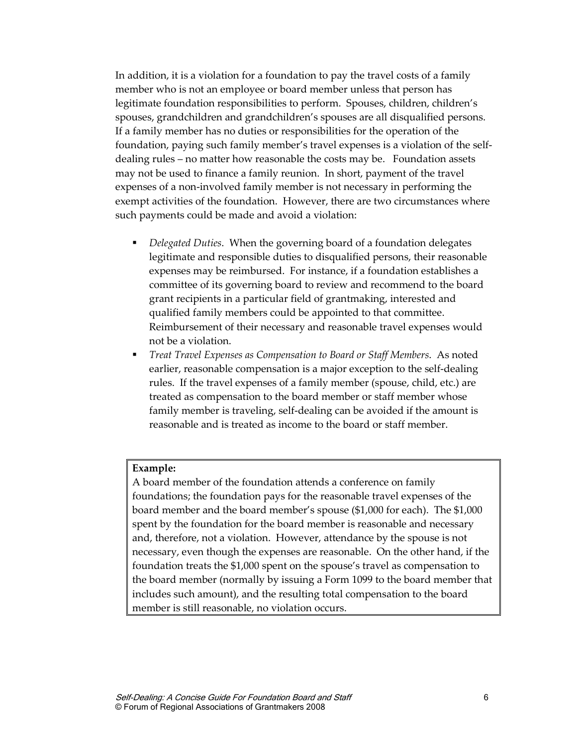In addition, it is a violation for a foundation to pay the travel costs of a family member who is not an employee or board member unless that person has legitimate foundation responsibilities to perform. Spouses, children, children's spouses, grandchildren and grandchildren's spouses are all disqualified persons. If a family member has no duties or responsibilities for the operation of the foundation, paying such family member's travel expenses is a violation of the self-dealing rules – no matter how reasonable the costs may be. Foundation assets may not be used to finance a family reunion. In short, payment of the travel expenses of a non-involved family member is not necessary in performing the exempt activities of the foundation. However, there are two circumstances where such payments could be made and avoid a violation:

- *Delegated Duties*. When the governing board of a foundation delegates legitimate and responsible duties to disqualified persons, their reasonable expenses may be reimbursed. For instance, if a foundation establishes a committee of its governing board to review and recommend to the board grant recipients in a particular field of grantmaking, interested and qualified family members could be appointed to that committee. Reimbursement of their necessary and reasonable travel expenses would not be a violation.
- *Treat Travel Expenses as Compensation to Board or Staff Members*. As noted earlier, reasonable compensation is a major exception to the self-dealing rules. If the travel expenses of a family member (spouse, child, etc.) are treated as compensation to the board member or staff member whose family member is traveling, self-dealing can be avoided if the amount is reasonable and is treated as income to the board or staff member.

> **Example:**
> A board member of the foundation attends a conference on family foundations; the foundation pays for the reasonable travel expenses of the board member and the board member's spouse ($1,000 for each). The $1,000 spent by the foundation for the board member is reasonable and necessary and, therefore, not a violation. However, attendance by the spouse is not necessary, even though the expenses are reasonable. On the other hand, if the foundation treats the $1,000 spent on the spouse's travel as compensation to the board member (normally by issuing a Form 1099 to the board member that includes such amount), and the resulting total compensation to the board member is still reasonable, no violation occurs.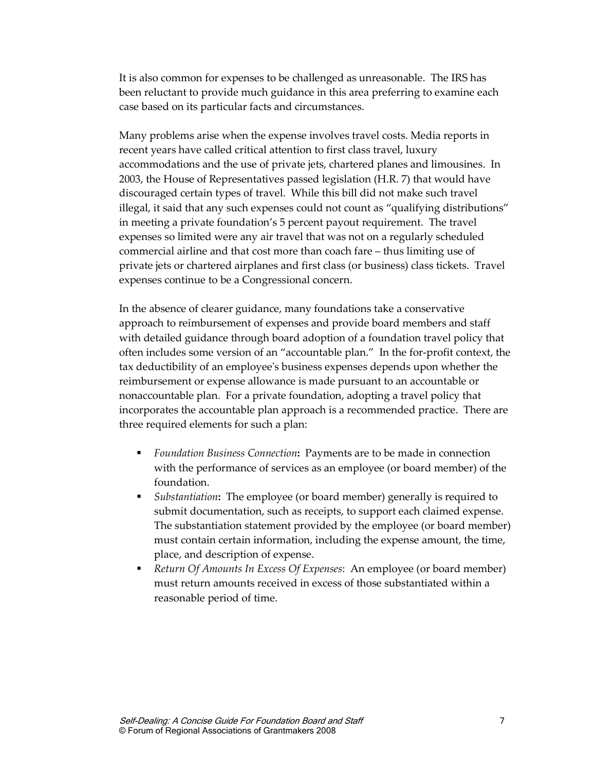It is also common for expenses to be challenged as unreasonable. The IRS has been reluctant to provide much guidance in this area preferring to examine each case based on its particular facts and circumstances.

Many problems arise when the expense involves travel costs. Media reports in recent years have called critical attention to first class travel, luxury accommodations and the use of private jets, chartered planes and limousines. In 2003, the House of Representatives passed legislation (H.R. 7) that would have discouraged certain types of travel. While this bill did not make such travel illegal, it said that any such expenses could not count as "qualifying distributions" in meeting a private foundation's 5 percent payout requirement. The travel expenses so limited were any air travel that was not on a regularly scheduled commercial airline and that cost more than coach fare – thus limiting use of private jets or chartered airplanes and first class (or business) class tickets. Travel expenses continue to be a Congressional concern.

In the absence of clearer guidance, many foundations take a conservative approach to reimbursement of expenses and provide board members and staff with detailed guidance through board adoption of a foundation travel policy that often includes some version of an "accountable plan." In the for-profit context, the tax deductibility of an employee's business expenses depends upon whether the reimbursement or expense allowance is made pursuant to an accountable or nonaccountable plan. For a private foundation, adopting a travel policy that incorporates the accountable plan approach is a recommended practice. There are three required elements for such a plan:

- *Foundation Business Connection***:** Payments are to be made in connection with the performance of services as an employee (or board member) of the foundation.
- *Substantiation***:** The employee (or board member) generally is required to submit documentation, such as receipts, to support each claimed expense. The substantiation statement provided by the employee (or board member) must contain certain information, including the expense amount, the time, place, and description of expense.
- *Return Of Amounts In Excess Of Expenses*: An employee (or board member) must return amounts received in excess of those substantiated within a reasonable period of time.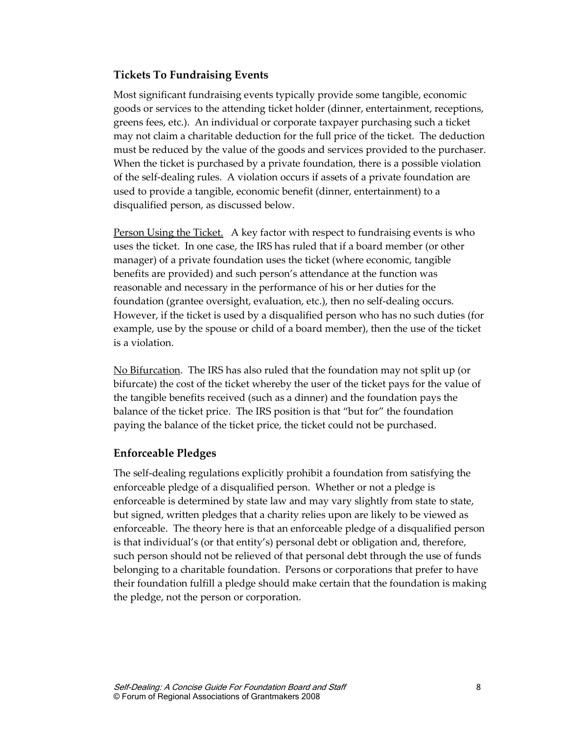### Tickets To Fundraising Events

Most significant fundraising events typically provide some tangible, economic goods or services to the attending ticket holder (dinner, entertainment, receptions, greens fees, etc.). An individual or corporate taxpayer purchasing such a ticket may not claim a charitable deduction for the full price of the ticket. The deduction must be reduced by the value of the goods and services provided to the purchaser. When the ticket is purchased by a private foundation, there is a possible violation of the self-dealing rules. A violation occurs if assets of a private foundation are used to provide a tangible, economic benefit (dinner, entertainment) to a disqualified person, as discussed below.

<u>Person Using the Ticket.</u> A key factor with respect to fundraising events is who uses the ticket. In one case, the IRS has ruled that if a board member (or other manager) of a private foundation uses the ticket (where economic, tangible benefits are provided) and such person's attendance at the function was reasonable and necessary in the performance of his or her duties for the foundation (grantee oversight, evaluation, etc.), then no self-dealing occurs. However, if the ticket is used by a disqualified person who has no such duties (for example, use by the spouse or child of a board member), then the use of the ticket is a violation.

<u>No Bifurcation</u>. The IRS has also ruled that the foundation may not split up (or bifurcate) the cost of the ticket whereby the user of the ticket pays for the value of the tangible benefits received (such as a dinner) and the foundation pays the balance of the ticket price. The IRS position is that "but for" the foundation paying the balance of the ticket price, the ticket could not be purchased.

### Enforceable Pledges

The self-dealing regulations explicitly prohibit a foundation from satisfying the enforceable pledge of a disqualified person. Whether or not a pledge is enforceable is determined by state law and may vary slightly from state to state, but signed, written pledges that a charity relies upon are likely to be viewed as enforceable. The theory here is that an enforceable pledge of a disqualified person is that individual's (or that entity's) personal debt or obligation and, therefore, such person should not be relieved of that personal debt through the use of funds belonging to a charitable foundation. Persons or corporations that prefer to have their foundation fulfill a pledge should make certain that the foundation is making the pledge, not the person or corporation.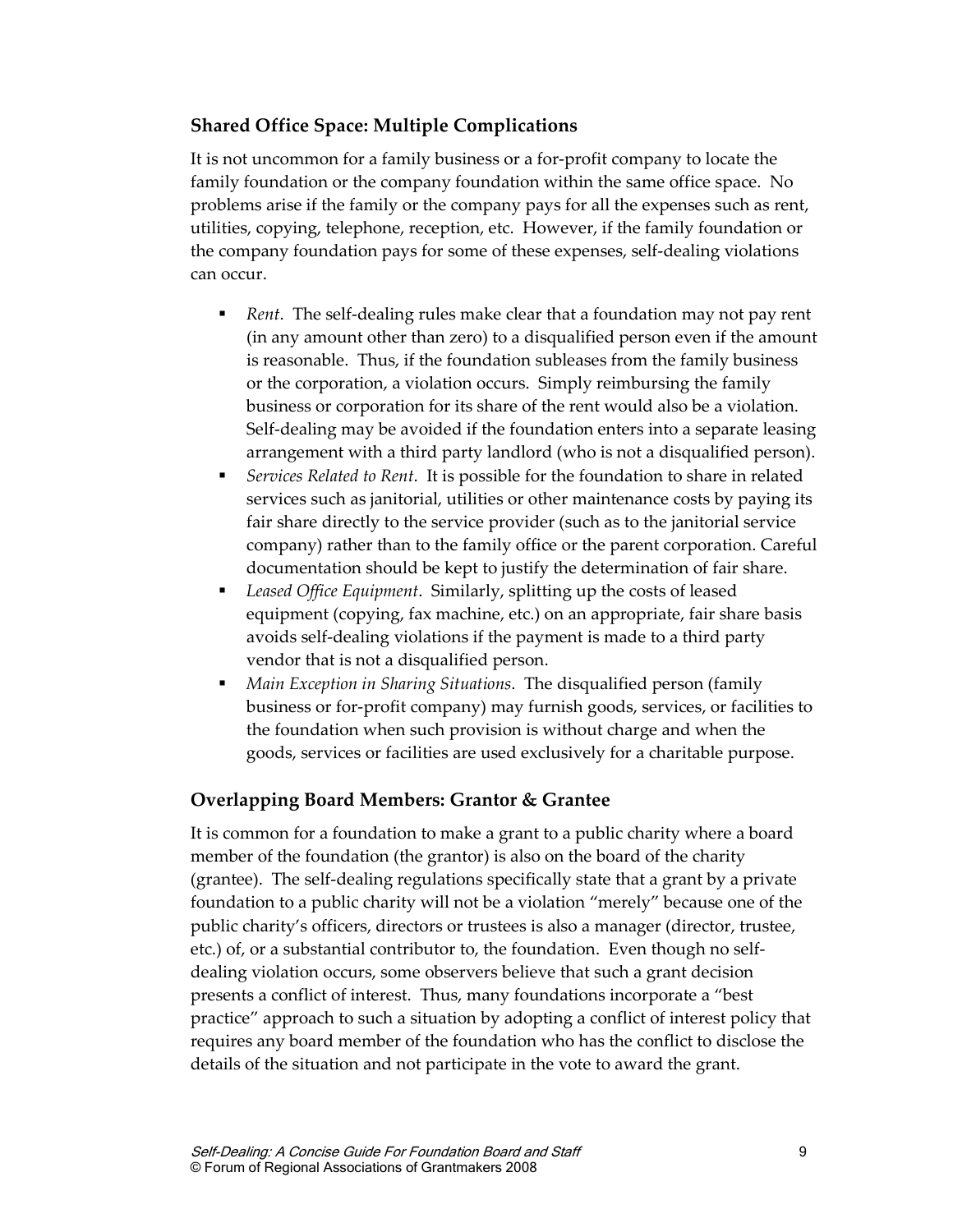## Shared Office Space: Multiple Complications

It is not uncommon for a family business or a for-profit company to locate the family foundation or the company foundation within the same office space. No problems arise if the family or the company pays for all the expenses such as rent, utilities, copying, telephone, reception, etc. However, if the family foundation or the company foundation pays for some of these expenses, self-dealing violations can occur.

- *Rent*. The self-dealing rules make clear that a foundation may not pay rent (in any amount other than zero) to a disqualified person even if the amount is reasonable. Thus, if the foundation subleases from the family business or the corporation, a violation occurs. Simply reimbursing the family business or corporation for its share of the rent would also be a violation. Self-dealing may be avoided if the foundation enters into a separate leasing arrangement with a third party landlord (who is not a disqualified person).
- *Services Related to Rent*. It is possible for the foundation to share in related services such as janitorial, utilities or other maintenance costs by paying its fair share directly to the service provider (such as to the janitorial service company) rather than to the family office or the parent corporation. Careful documentation should be kept to justify the determination of fair share.
- *Leased Office Equipment*. Similarly, splitting up the costs of leased equipment (copying, fax machine, etc.) on an appropriate, fair share basis avoids self-dealing violations if the payment is made to a third party vendor that is not a disqualified person.
- *Main Exception in Sharing Situations*. The disqualified person (family business or for-profit company) may furnish goods, services, or facilities to the foundation when such provision is without charge and when the goods, services or facilities are used exclusively for a charitable purpose.

## Overlapping Board Members: Grantor & Grantee

It is common for a foundation to make a grant to a public charity where a board member of the foundation (the grantor) is also on the board of the charity (grantee). The self-dealing regulations specifically state that a grant by a private foundation to a public charity will not be a violation "merely" because one of the public charity's officers, directors or trustees is also a manager (director, trustee, etc.) of, or a substantial contributor to, the foundation. Even though no self-dealing violation occurs, some observers believe that such a grant decision presents a conflict of interest. Thus, many foundations incorporate a "best practice" approach to such a situation by adopting a conflict of interest policy that requires any board member of the foundation who has the conflict to disclose the details of the situation and not participate in the vote to award the grant.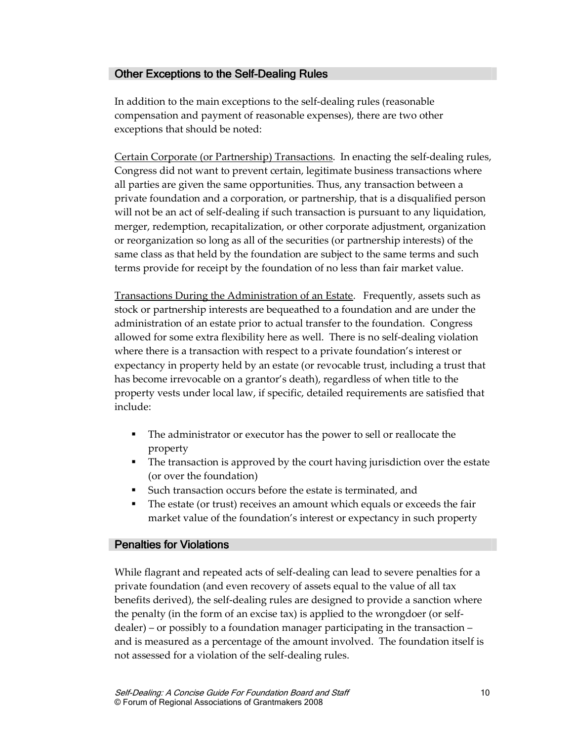## Other Exceptions to the Self-Dealing Rules

In addition to the main exceptions to the self-dealing rules (reasonable compensation and payment of reasonable expenses), there are two other exceptions that should be noted:

Certain Corporate (or Partnership) Transactions. In enacting the self-dealing rules, Congress did not want to prevent certain, legitimate business transactions where all parties are given the same opportunities. Thus, any transaction between a private foundation and a corporation, or partnership, that is a disqualified person will not be an act of self-dealing if such transaction is pursuant to any liquidation, merger, redemption, recapitalization, or other corporate adjustment, organization or reorganization so long as all of the securities (or partnership interests) of the same class as that held by the foundation are subject to the same terms and such terms provide for receipt by the foundation of no less than fair market value.

Transactions During the Administration of an Estate. Frequently, assets such as stock or partnership interests are bequeathed to a foundation and are under the administration of an estate prior to actual transfer to the foundation. Congress allowed for some extra flexibility here as well. There is no self-dealing violation where there is a transaction with respect to a private foundation's interest or expectancy in property held by an estate (or revocable trust, including a trust that has become irrevocable on a grantor's death), regardless of when title to the property vests under local law, if specific, detailed requirements are satisfied that include:

- The administrator or executor has the power to sell or reallocate the property
- The transaction is approved by the court having jurisdiction over the estate (or over the foundation)
- Such transaction occurs before the estate is terminated, and
- The estate (or trust) receives an amount which equals or exceeds the fair market value of the foundation's interest or expectancy in such property

## Penalties for Violations

While flagrant and repeated acts of self-dealing can lead to severe penalties for a private foundation (and even recovery of assets equal to the value of all tax benefits derived), the self-dealing rules are designed to provide a sanction where the penalty (in the form of an excise tax) is applied to the wrongdoer (or self-dealer) – or possibly to a foundation manager participating in the transaction – and is measured as a percentage of the amount involved. The foundation itself is not assessed for a violation of the self-dealing rules.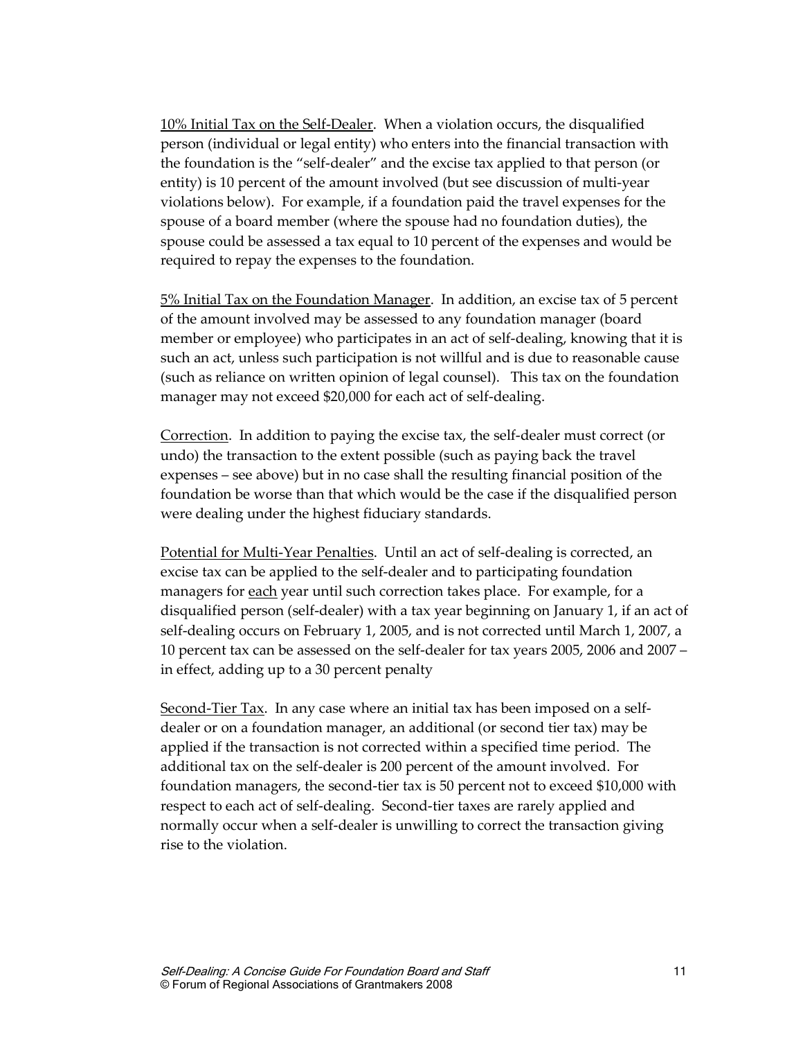10% Initial Tax on the Self-Dealer. When a violation occurs, the disqualified person (individual or legal entity) who enters into the financial transaction with the foundation is the "self-dealer" and the excise tax applied to that person (or entity) is 10 percent of the amount involved (but see discussion of multi-year violations below). For example, if a foundation paid the travel expenses for the spouse of a board member (where the spouse had no foundation duties), the spouse could be assessed a tax equal to 10 percent of the expenses and would be required to repay the expenses to the foundation.

5% Initial Tax on the Foundation Manager. In addition, an excise tax of 5 percent of the amount involved may be assessed to any foundation manager (board member or employee) who participates in an act of self-dealing, knowing that it is such an act, unless such participation is not willful and is due to reasonable cause (such as reliance on written opinion of legal counsel). This tax on the foundation manager may not exceed $20,000 for each act of self-dealing.

Correction. In addition to paying the excise tax, the self-dealer must correct (or undo) the transaction to the extent possible (such as paying back the travel expenses – see above) but in no case shall the resulting financial position of the foundation be worse than that which would be the case if the disqualified person were dealing under the highest fiduciary standards.

Potential for Multi-Year Penalties. Until an act of self-dealing is corrected, an excise tax can be applied to the self-dealer and to participating foundation managers for each year until such correction takes place. For example, for a disqualified person (self-dealer) with a tax year beginning on January 1, if an act of self-dealing occurs on February 1, 2005, and is not corrected until March 1, 2007, a 10 percent tax can be assessed on the self-dealer for tax years 2005, 2006 and 2007 – in effect, adding up to a 30 percent penalty

Second-Tier Tax. In any case where an initial tax has been imposed on a self-dealer or on a foundation manager, an additional (or second tier tax) may be applied if the transaction is not corrected within a specified time period. The additional tax on the self-dealer is 200 percent of the amount involved. For foundation managers, the second-tier tax is 50 percent not to exceed $10,000 with respect to each act of self-dealing. Second-tier taxes are rarely applied and normally occur when a self-dealer is unwilling to correct the transaction giving rise to the violation.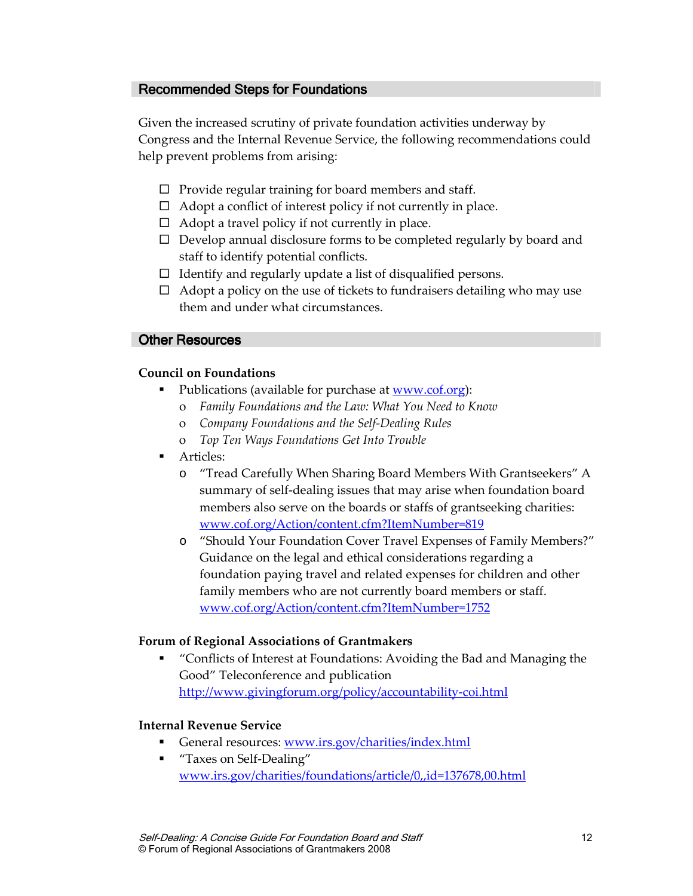## Recommended Steps for Foundations

Given the increased scrutiny of private foundation activities underway by Congress and the Internal Revenue Service, the following recommendations could help prevent problems from arising:

- ☐ Provide regular training for board members and staff.
- ☐ Adopt a conflict of interest policy if not currently in place.
- ☐ Adopt a travel policy if not currently in place.
- ☐ Develop annual disclosure forms to be completed regularly by board and staff to identify potential conflicts.
- ☐ Identify and regularly update a list of disqualified persons.
- ☐ Adopt a policy on the use of tickets to fundraisers detailing who may use them and under what circumstances.

## Other Resources

**Council on Foundations**

- Publications (available for purchase at www.cof.org):
  - *Family Foundations and the Law: What You Need to Know*
  - *Company Foundations and the Self-Dealing Rules*
  - *Top Ten Ways Foundations Get Into Trouble*
- Articles:
  - "Tread Carefully When Sharing Board Members With Grantseekers" A summary of self-dealing issues that may arise when foundation board members also serve on the boards or staffs of grantseeking charities: www.cof.org/Action/content.cfm?ItemNumber=819
  - "Should Your Foundation Cover Travel Expenses of Family Members?" Guidance on the legal and ethical considerations regarding a foundation paying travel and related expenses for children and other family members who are not currently board members or staff. www.cof.org/Action/content.cfm?ItemNumber=1752

**Forum of Regional Associations of Grantmakers**

- "Conflicts of Interest at Foundations: Avoiding the Bad and Managing the Good" Teleconference and publication http://www.givingforum.org/policy/accountability-coi.html

**Internal Revenue Service**

- General resources: www.irs.gov/charities/index.html
- "Taxes on Self-Dealing" www.irs.gov/charities/foundations/article/0,,id=137678,00.html